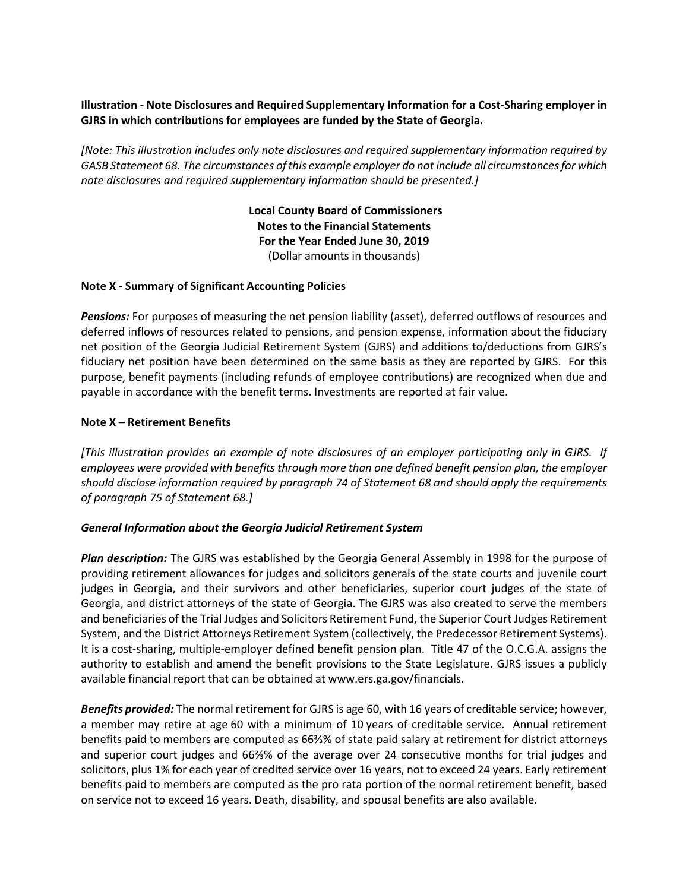**Illustration - Note Disclosures and Required Supplementary Information for a Cost-Sharing employer in GJRS in which contributions for employees are funded by the State of Georgia.**

*[Note: This illustration includes only note disclosures and required supplementary information required by GASB Statement 68. The circumstances of this example employer do not include all circumstances for which note disclosures and required supplementary information should be presented.]*

**Local County Board of Commissioners**
**Notes to the Financial Statements**
**For the Year Ended June 30, 2019**
(Dollar amounts in thousands)

**Note X - Summary of Significant Accounting Policies**

***Pensions:*** For purposes of measuring the net pension liability (asset), deferred outflows of resources and deferred inflows of resources related to pensions, and pension expense, information about the fiduciary net position of the Georgia Judicial Retirement System (GJRS) and additions to/deductions from GJRS's fiduciary net position have been determined on the same basis as they are reported by GJRS. For this purpose, benefit payments (including refunds of employee contributions) are recognized when due and payable in accordance with the benefit terms. Investments are reported at fair value.

**Note X – Retirement Benefits**

*[This illustration provides an example of note disclosures of an employer participating only in GJRS. If employees were provided with benefits through more than one defined benefit pension plan, the employer should disclose information required by paragraph 74 of Statement 68 and should apply the requirements of paragraph 75 of Statement 68.]*

***General Information about the Georgia Judicial Retirement System***

***Plan description:*** The GJRS was established by the Georgia General Assembly in 1998 for the purpose of providing retirement allowances for judges and solicitors generals of the state courts and juvenile court judges in Georgia, and their survivors and other beneficiaries, superior court judges of the state of Georgia, and district attorneys of the state of Georgia. The GJRS was also created to serve the members and beneficiaries of the Trial Judges and Solicitors Retirement Fund, the Superior Court Judges Retirement System, and the District Attorneys Retirement System (collectively, the Predecessor Retirement Systems). It is a cost-sharing, multiple-employer defined benefit pension plan. Title 47 of the O.C.G.A. assigns the authority to establish and amend the benefit provisions to the State Legislature. GJRS issues a publicly available financial report that can be obtained at www.ers.ga.gov/financials.

***Benefits provided:*** The normal retirement for GJRS is age 60, with 16 years of creditable service; however, a member may retire at age 60 with a minimum of 10 years of creditable service. Annual retirement benefits paid to members are computed as 66⅔% of state paid salary at retirement for district attorneys and superior court judges and 66⅔% of the average over 24 consecutive months for trial judges and solicitors, plus 1% for each year of credited service over 16 years, not to exceed 24 years. Early retirement benefits paid to members are computed as the pro rata portion of the normal retirement benefit, based on service not to exceed 16 years. Death, disability, and spousal benefits are also available.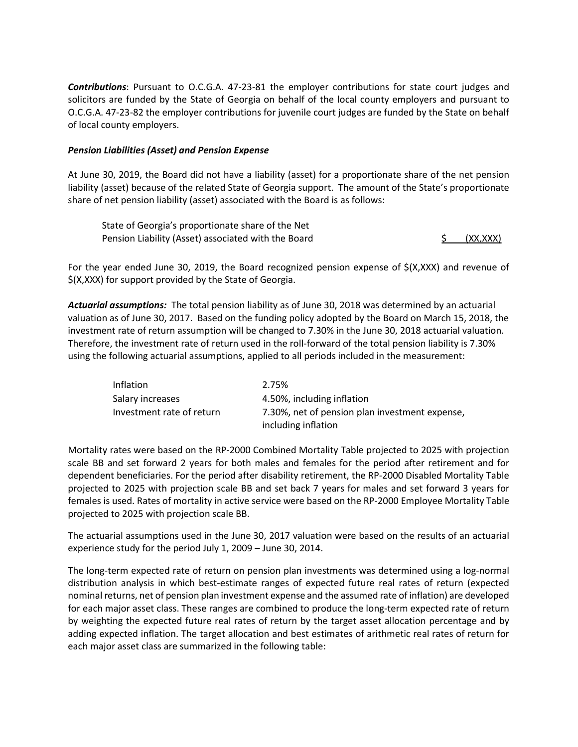***Contributions***: Pursuant to O.C.G.A. 47-23-81 the employer contributions for state court judges and solicitors are funded by the State of Georgia on behalf of the local county employers and pursuant to O.C.G.A. 47-23-82 the employer contributions for juvenile court judges are funded by the State on behalf of local county employers.

***Pension Liabilities (Asset) and Pension Expense***

At June 30, 2019, the Board did not have a liability (asset) for a proportionate share of the net pension liability (asset) because of the related State of Georgia support. The amount of the State's proportionate share of net pension liability (asset) associated with the Board is as follows:

| | |
|---|---|
| State of Georgia's proportionate share of the Net Pension Liability (Asset) associated with the Board | $ (XX,XXX) |

For the year ended June 30, 2019, the Board recognized pension expense of $(X,XXX) and revenue of $(X,XXX) for support provided by the State of Georgia.

***Actuarial assumptions:*** The total pension liability as of June 30, 2018 was determined by an actuarial valuation as of June 30, 2017. Based on the funding policy adopted by the Board on March 15, 2018, the investment rate of return assumption will be changed to 7.30% in the June 30, 2018 actuarial valuation. Therefore, the investment rate of return used in the roll-forward of the total pension liability is 7.30% using the following actuarial assumptions, applied to all periods included in the measurement:

| | |
|---|---|
| Inflation | 2.75% |
| Salary increases | 4.50%, including inflation |
| Investment rate of return | 7.30%, net of pension plan investment expense, including inflation |

Mortality rates were based on the RP-2000 Combined Mortality Table projected to 2025 with projection scale BB and set forward 2 years for both males and females for the period after retirement and for dependent beneficiaries. For the period after disability retirement, the RP-2000 Disabled Mortality Table projected to 2025 with projection scale BB and set back 7 years for males and set forward 3 years for females is used. Rates of mortality in active service were based on the RP-2000 Employee Mortality Table projected to 2025 with projection scale BB.

The actuarial assumptions used in the June 30, 2017 valuation were based on the results of an actuarial experience study for the period July 1, 2009 – June 30, 2014.

The long-term expected rate of return on pension plan investments was determined using a log-normal distribution analysis in which best-estimate ranges of expected future real rates of return (expected nominal returns, net of pension plan investment expense and the assumed rate of inflation) are developed for each major asset class. These ranges are combined to produce the long-term expected rate of return by weighting the expected future real rates of return by the target asset allocation percentage and by adding expected inflation. The target allocation and best estimates of arithmetic real rates of return for each major asset class are summarized in the following table: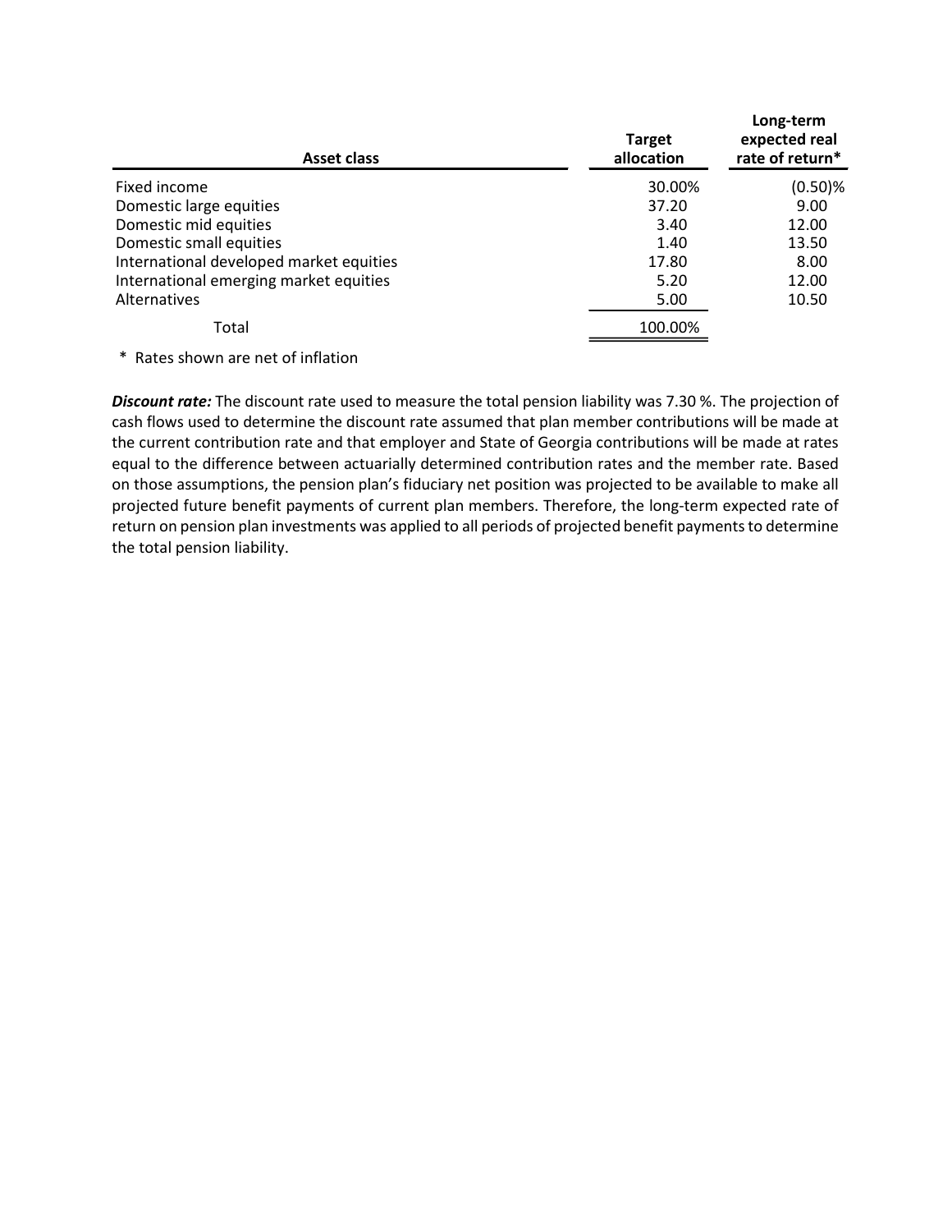| Asset class | Target allocation | Long-term expected real rate of return* |
|---|---|---|
| Fixed income | 30.00% | (0.50)% |
| Domestic large equities | 37.20 | 9.00 |
| Domestic mid equities | 3.40 | 12.00 |
| Domestic small equities | 1.40 | 13.50 |
| International developed market equities | 17.80 | 8.00 |
| International emerging market equities | 5.20 | 12.00 |
| Alternatives | 5.00 | 10.50 |
| Total | 100.00% | |

* Rates shown are net of inflation

***Discount rate:*** The discount rate used to measure the total pension liability was 7.30 %. The projection of cash flows used to determine the discount rate assumed that plan member contributions will be made at the current contribution rate and that employer and State of Georgia contributions will be made at rates equal to the difference between actuarially determined contribution rates and the member rate. Based on those assumptions, the pension plan's fiduciary net position was projected to be available to make all projected future benefit payments of current plan members. Therefore, the long-term expected rate of return on pension plan investments was applied to all periods of projected benefit payments to determine the total pension liability.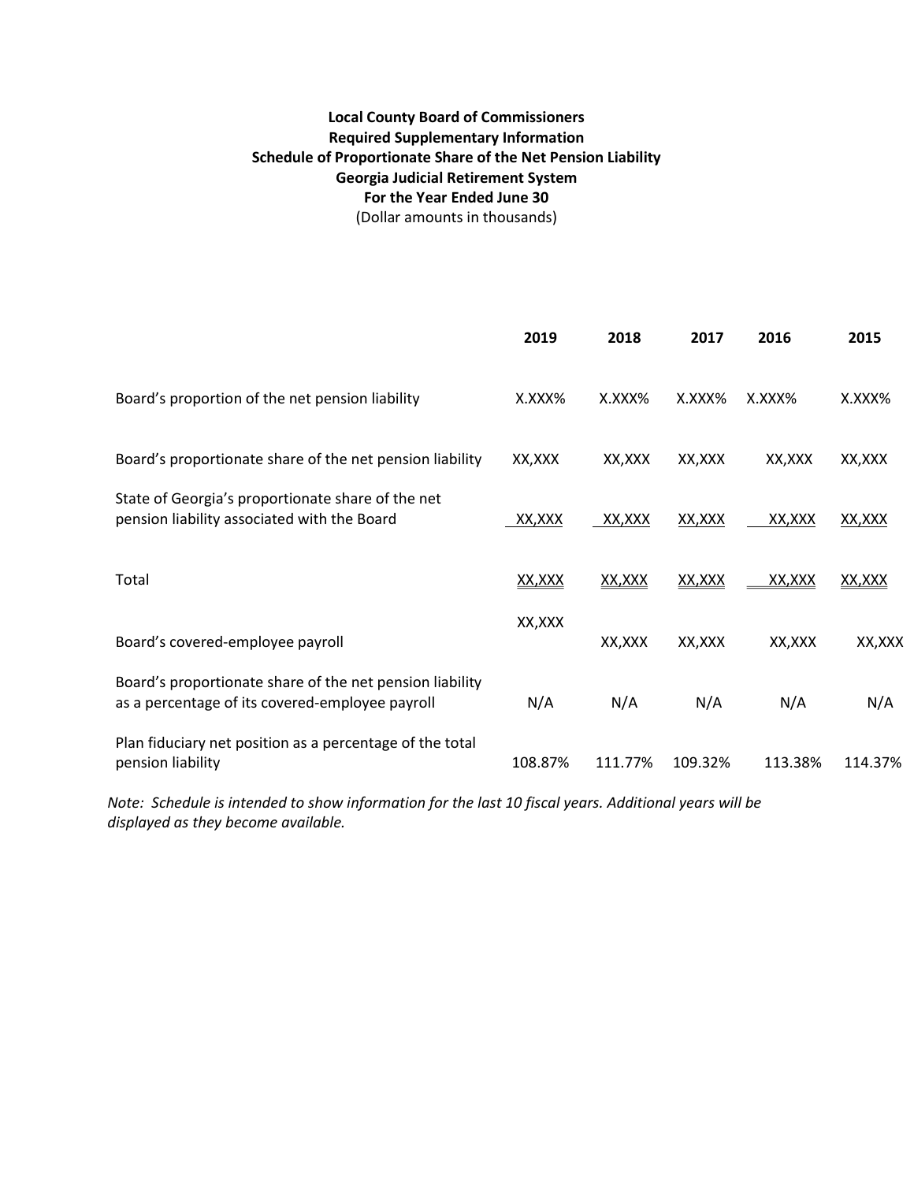**Local County Board of Commissioners**
**Required Supplementary Information**
**Schedule of Proportionate Share of the Net Pension Liability**
**Georgia Judicial Retirement System**
**For the Year Ended June 30**
(Dollar amounts in thousands)

| | 2019 | 2018 | 2017 | 2016 | 2015 |
|---|---|---|---|---|---|
| Board's proportion of the net pension liability | X.XXX% | X.XXX% | X.XXX% | X.XXX% | X.XXX% |
| Board's proportionate share of the net pension liability | XX,XXX | XX,XXX | XX,XXX | XX,XXX | XX,XXX |
| State of Georgia's proportionate share of the net pension liability associated with the Board | XX,XXX | XX,XXX | XX,XXX | XX,XXX | XX,XXX |
| Total | XX,XXX | XX,XXX | XX,XXX | XX,XXX | XX,XXX |
| Board's covered-employee payroll | XX,XXX | XX,XXX | XX,XXX | XX,XXX | XX,XXX |
| Board's proportionate share of the net pension liability as a percentage of its covered-employee payroll | N/A | N/A | N/A | N/A | N/A |
| Plan fiduciary net position as a percentage of the total pension liability | 108.87% | 111.77% | 109.32% | 113.38% | 114.37% |

*Note: Schedule is intended to show information for the last 10 fiscal years. Additional years will be displayed as they become available.*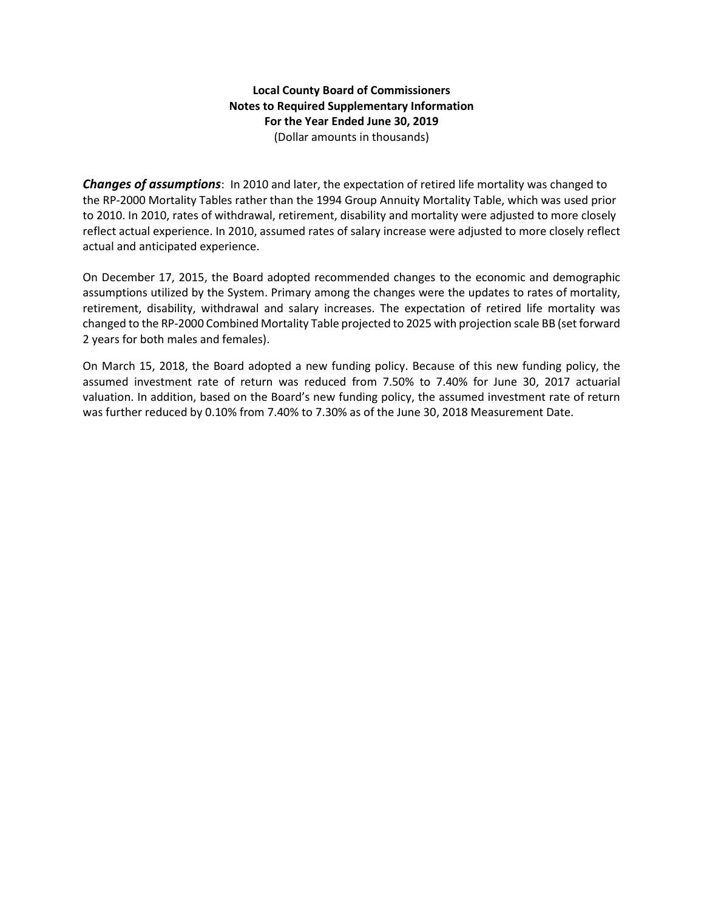**Local County Board of Commissioners**
**Notes to Required Supplementary Information**
**For the Year Ended June 30, 2019**
(Dollar amounts in thousands)

***Changes of assumptions***: In 2010 and later, the expectation of retired life mortality was changed to the RP-2000 Mortality Tables rather than the 1994 Group Annuity Mortality Table, which was used prior to 2010. In 2010, rates of withdrawal, retirement, disability and mortality were adjusted to more closely reflect actual experience. In 2010, assumed rates of salary increase were adjusted to more closely reflect actual and anticipated experience.

On December 17, 2015, the Board adopted recommended changes to the economic and demographic assumptions utilized by the System. Primary among the changes were the updates to rates of mortality, retirement, disability, withdrawal and salary increases. The expectation of retired life mortality was changed to the RP-2000 Combined Mortality Table projected to 2025 with projection scale BB (set forward 2 years for both males and females).

On March 15, 2018, the Board adopted a new funding policy. Because of this new funding policy, the assumed investment rate of return was reduced from 7.50% to 7.40% for June 30, 2017 actuarial valuation. In addition, based on the Board's new funding policy, the assumed investment rate of return was further reduced by 0.10% from 7.40% to 7.30% as of the June 30, 2018 Measurement Date.